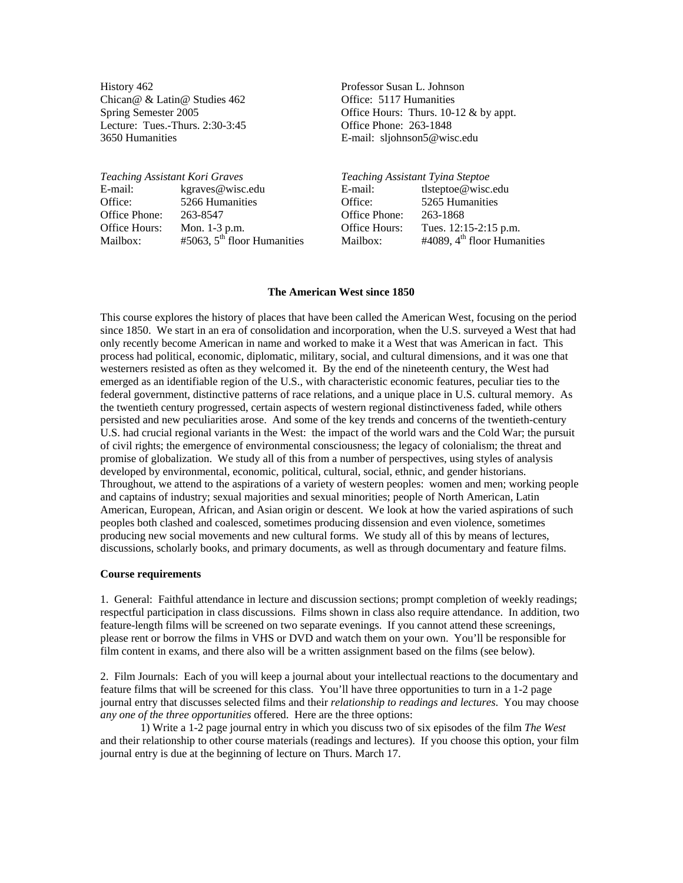History 462
Chican@ & Latin@ Studies 462
Spring Semester 2005
Lecture: Tues.-Thurs. 2:30-3:45
3650 Humanities

Professor Susan L. Johnson
Office: 5117 Humanities
Office Hours: Thurs. 10-12 & by appt.
Office Phone: 263-1848
E-mail: sljohnson5@wisc.edu

*Teaching Assistant Kori Graves*

| | |
|---|---|
| E-mail: | kgraves@wisc.edu |
| Office: | 5266 Humanities |
| Office Phone: | 263-8547 |
| Office Hours: | Mon. 1-3 p.m. |
| Mailbox: | #5063, 5th floor Humanities |

*Teaching Assistant Tyina Steptoe*

| | |
|---|---|
| E-mail: | tlsteptoe@wisc.edu |
| Office: | 5265 Humanities |
| Office Phone: | 263-1868 |
| Office Hours: | Tues. 12:15-2:15 p.m. |
| Mailbox: | #4089, 4th floor Humanities |

## The American West since 1850

This course explores the history of places that have been called the American West, focusing on the period since 1850. We start in an era of consolidation and incorporation, when the U.S. surveyed a West that had only recently become American in name and worked to make it a West that was American in fact. This process had political, economic, diplomatic, military, social, and cultural dimensions, and it was one that westerners resisted as often as they welcomed it. By the end of the nineteenth century, the West had emerged as an identifiable region of the U.S., with characteristic economic features, peculiar ties to the federal government, distinctive patterns of race relations, and a unique place in U.S. cultural memory. As the twentieth century progressed, certain aspects of western regional distinctiveness faded, while others persisted and new peculiarities arose. And some of the key trends and concerns of the twentieth-century U.S. had crucial regional variants in the West: the impact of the world wars and the Cold War; the pursuit of civil rights; the emergence of environmental consciousness; the legacy of colonialism; the threat and promise of globalization. We study all of this from a number of perspectives, using styles of analysis developed by environmental, economic, political, cultural, social, ethnic, and gender historians. Throughout, we attend to the aspirations of a variety of western peoples: women and men; working people and captains of industry; sexual majorities and sexual minorities; people of North American, Latin American, European, African, and Asian origin or descent. We look at how the varied aspirations of such peoples both clashed and coalesced, sometimes producing dissension and even violence, sometimes producing new social movements and new cultural forms. We study all of this by means of lectures, discussions, scholarly books, and primary documents, as well as through documentary and feature films.

### Course requirements

1. General: Faithful attendance in lecture and discussion sections; prompt completion of weekly readings; respectful participation in class discussions. Films shown in class also require attendance. In addition, two feature-length films will be screened on two separate evenings. If you cannot attend these screenings, please rent or borrow the films in VHS or DVD and watch them on your own. You'll be responsible for film content in exams, and there also will be a written assignment based on the films (see below).

2. Film Journals: Each of you will keep a journal about your intellectual reactions to the documentary and feature films that will be screened for this class. You'll have three opportunities to turn in a 1-2 page journal entry that discusses selected films and their *relationship to readings and lectures*. You may choose *any one of the three opportunities* offered. Here are the three options:

1) Write a 1-2 page journal entry in which you discuss two of six episodes of the film *The West* and their relationship to other course materials (readings and lectures). If you choose this option, your film journal entry is due at the beginning of lecture on Thurs. March 17.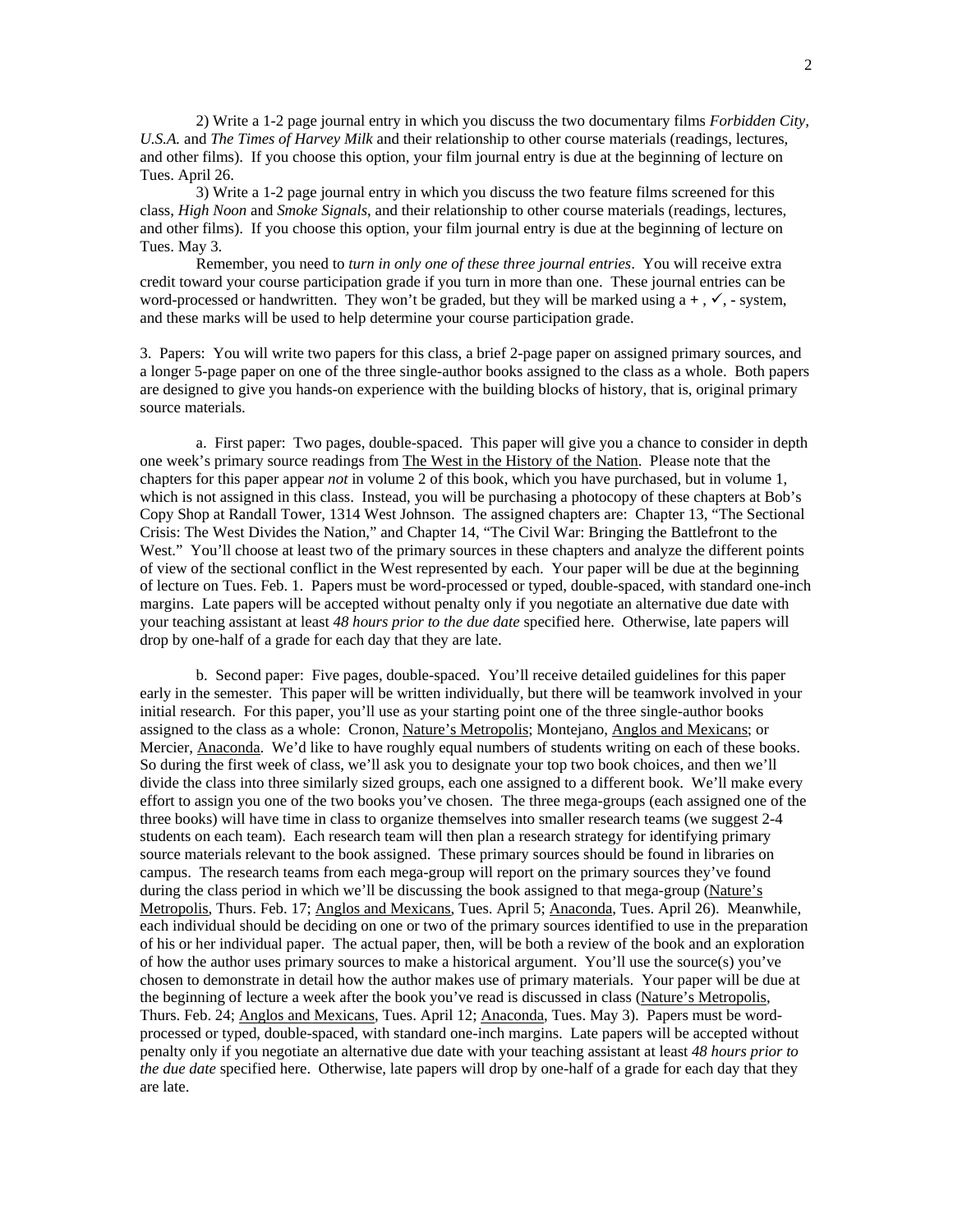2) Write a 1-2 page journal entry in which you discuss the two documentary films *Forbidden City, U.S.A.* and *The Times of Harvey Milk* and their relationship to other course materials (readings, lectures, and other films). If you choose this option, your film journal entry is due at the beginning of lecture on Tues. April 26.

3) Write a 1-2 page journal entry in which you discuss the two feature films screened for this class, *High Noon* and *Smoke Signals*, and their relationship to other course materials (readings, lectures, and other films). If you choose this option, your film journal entry is due at the beginning of lecture on Tues. May 3.

Remember, you need to *turn in only one of these three journal entries*. You will receive extra credit toward your course participation grade if you turn in more than one. These journal entries can be word-processed or handwritten. They won't be graded, but they will be marked using a + , ✓, - system, and these marks will be used to help determine your course participation grade.

3. Papers: You will write two papers for this class, a brief 2-page paper on assigned primary sources, and a longer 5-page paper on one of the three single-author books assigned to the class as a whole. Both papers are designed to give you hands-on experience with the building blocks of history, that is, original primary source materials.

a. First paper: Two pages, double-spaced. This paper will give you a chance to consider in depth one week's primary source readings from <u>The West in the History of the Nation</u>. Please note that the chapters for this paper appear *not* in volume 2 of this book, which you have purchased, but in volume 1, which is not assigned in this class. Instead, you will be purchasing a photocopy of these chapters at Bob's Copy Shop at Randall Tower, 1314 West Johnson. The assigned chapters are: Chapter 13, "The Sectional Crisis: The West Divides the Nation," and Chapter 14, "The Civil War: Bringing the Battlefront to the West." You'll choose at least two of the primary sources in these chapters and analyze the different points of view of the sectional conflict in the West represented by each. Your paper will be due at the beginning of lecture on Tues. Feb. 1. Papers must be word-processed or typed, double-spaced, with standard one-inch margins. Late papers will be accepted without penalty only if you negotiate an alternative due date with your teaching assistant at least *48 hours prior to the due date* specified here. Otherwise, late papers will drop by one-half of a grade for each day that they are late.

b. Second paper: Five pages, double-spaced. You'll receive detailed guidelines for this paper early in the semester. This paper will be written individually, but there will be teamwork involved in your initial research. For this paper, you'll use as your starting point one of the three single-author books assigned to the class as a whole: Cronon, <u>Nature's Metropolis</u>; Montejano, <u>Anglos and Mexicans</u>; or Mercier, <u>Anaconda</u>. We'd like to have roughly equal numbers of students writing on each of these books. So during the first week of class, we'll ask you to designate your top two book choices, and then we'll divide the class into three similarly sized groups, each one assigned to a different book. We'll make every effort to assign you one of the two books you've chosen. The three mega-groups (each assigned one of the three books) will have time in class to organize themselves into smaller research teams (we suggest 2-4 students on each team). Each research team will then plan a research strategy for identifying primary source materials relevant to the book assigned. These primary sources should be found in libraries on campus. The research teams from each mega-group will report on the primary sources they've found during the class period in which we'll be discussing the book assigned to that mega-group (<u>Nature's Metropolis</u>, Thurs. Feb. 17; <u>Anglos and Mexicans</u>, Tues. April 5; <u>Anaconda</u>, Tues. April 26). Meanwhile, each individual should be deciding on one or two of the primary sources identified to use in the preparation of his or her individual paper. The actual paper, then, will be both a review of the book and an exploration of how the author uses primary sources to make a historical argument. You'll use the source(s) you've chosen to demonstrate in detail how the author makes use of primary materials. Your paper will be due at the beginning of lecture a week after the book you've read is discussed in class (<u>Nature's Metropolis</u>, Thurs. Feb. 24; <u>Anglos and Mexicans</u>, Tues. April 12; <u>Anaconda</u>, Tues. May 3). Papers must be word-processed or typed, double-spaced, with standard one-inch margins. Late papers will be accepted without penalty only if you negotiate an alternative due date with your teaching assistant at least *48 hours prior to the due date* specified here. Otherwise, late papers will drop by one-half of a grade for each day that they are late.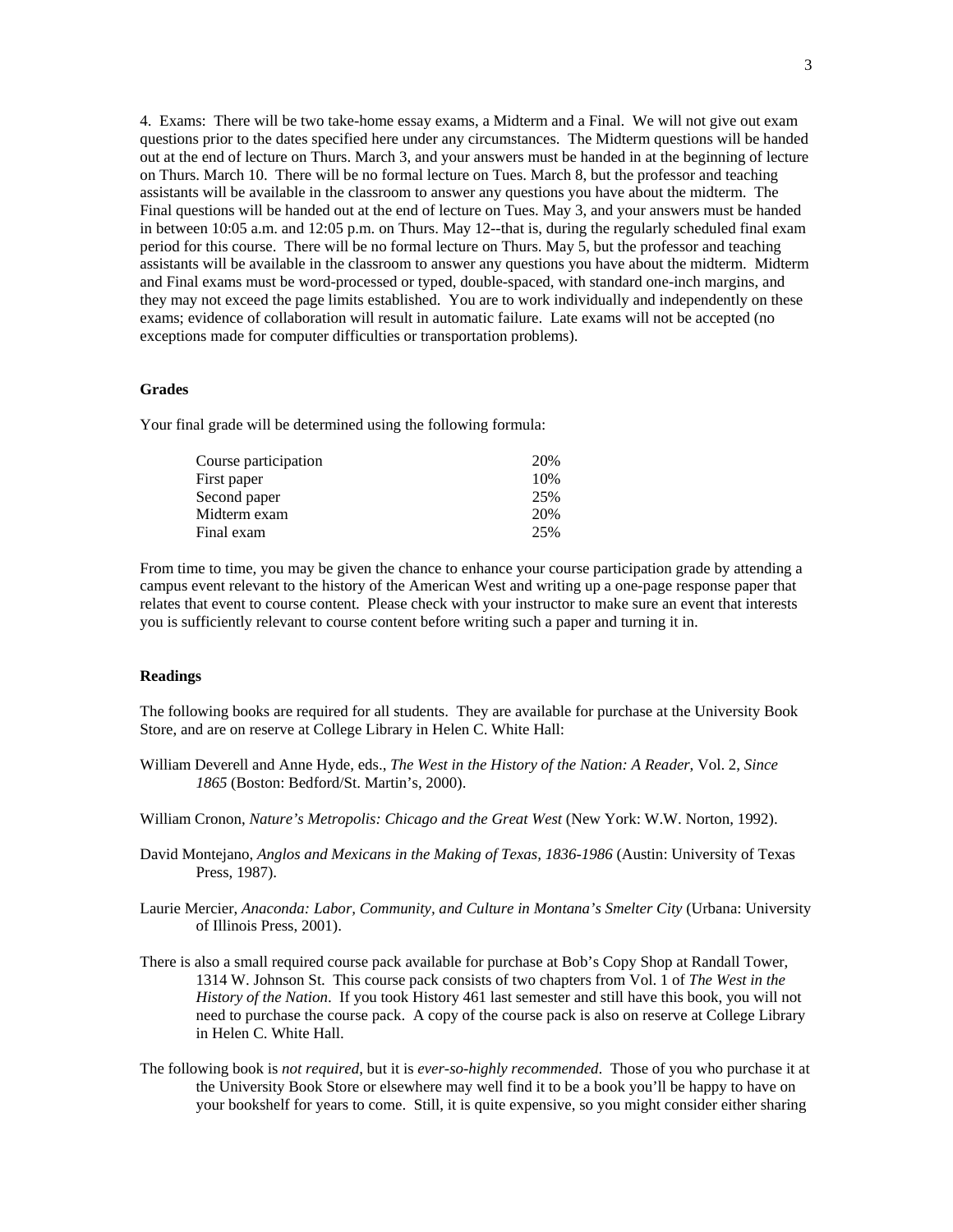4. Exams: There will be two take-home essay exams, a Midterm and a Final. We will not give out exam questions prior to the dates specified here under any circumstances. The Midterm questions will be handed out at the end of lecture on Thurs. March 3, and your answers must be handed in at the beginning of lecture on Thurs. March 10. There will be no formal lecture on Tues. March 8, but the professor and teaching assistants will be available in the classroom to answer any questions you have about the midterm. The Final questions will be handed out at the end of lecture on Tues. May 3, and your answers must be handed in between 10:05 a.m. and 12:05 p.m. on Thurs. May 12--that is, during the regularly scheduled final exam period for this course. There will be no formal lecture on Thurs. May 5, but the professor and teaching assistants will be available in the classroom to answer any questions you have about the midterm. Midterm and Final exams must be word-processed or typed, double-spaced, with standard one-inch margins, and they may not exceed the page limits established. You are to work individually and independently on these exams; evidence of collaboration will result in automatic failure. Late exams will not be accepted (no exceptions made for computer difficulties or transportation problems).

### Grades

Your final grade will be determined using the following formula:

| | |
|---|---|
| Course participation | 20% |
| First paper | 10% |
| Second paper | 25% |
| Midterm exam | 20% |
| Final exam | 25% |

From time to time, you may be given the chance to enhance your course participation grade by attending a campus event relevant to the history of the American West and writing up a one-page response paper that relates that event to course content. Please check with your instructor to make sure an event that interests you is sufficiently relevant to course content before writing such a paper and turning it in.

### Readings

The following books are required for all students. They are available for purchase at the University Book Store, and are on reserve at College Library in Helen C. White Hall:

William Deverell and Anne Hyde, eds., *The West in the History of the Nation: A Reader*, Vol. 2, *Since 1865* (Boston: Bedford/St. Martin's, 2000).

William Cronon, *Nature's Metropolis: Chicago and the Great West* (New York: W.W. Norton, 1992).

David Montejano, *Anglos and Mexicans in the Making of Texas, 1836-1986* (Austin: University of Texas Press, 1987).

Laurie Mercier, *Anaconda: Labor, Community, and Culture in Montana's Smelter City* (Urbana: University of Illinois Press, 2001).

There is also a small required course pack available for purchase at Bob's Copy Shop at Randall Tower, 1314 W. Johnson St. This course pack consists of two chapters from Vol. 1 of *The West in the History of the Nation*. If you took History 461 last semester and still have this book, you will not need to purchase the course pack. A copy of the course pack is also on reserve at College Library in Helen C. White Hall.

The following book is *not required*, but it is *ever-so-highly recommended*. Those of you who purchase it at the University Book Store or elsewhere may well find it to be a book you'll be happy to have on your bookshelf for years to come. Still, it is quite expensive, so you might consider either sharing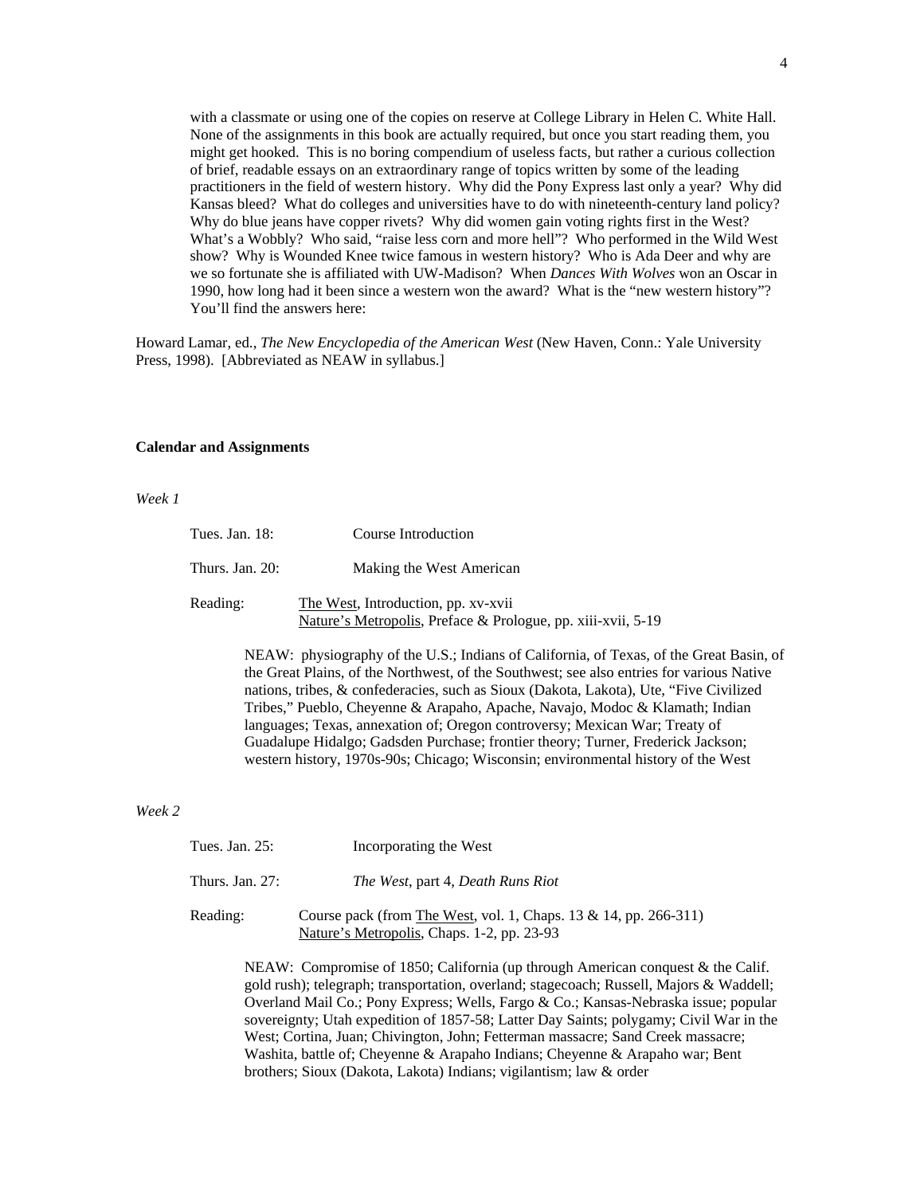with a classmate or using one of the copies on reserve at College Library in Helen C. White Hall. None of the assignments in this book are actually required, but once you start reading them, you might get hooked. This is no boring compendium of useless facts, but rather a curious collection of brief, readable essays on an extraordinary range of topics written by some of the leading practitioners in the field of western history. Why did the Pony Express last only a year? Why did Kansas bleed? What do colleges and universities have to do with nineteenth-century land policy? Why do blue jeans have copper rivets? Why did women gain voting rights first in the West? What's a Wobbly? Who said, "raise less corn and more hell"? Who performed in the Wild West show? Why is Wounded Knee twice famous in western history? Who is Ada Deer and why are we so fortunate she is affiliated with UW-Madison? When *Dances With Wolves* won an Oscar in 1990, how long had it been since a western won the award? What is the "new western history"? You'll find the answers here:

Howard Lamar, ed., *The New Encyclopedia of the American West* (New Haven, Conn.: Yale University Press, 1998). [Abbreviated as NEAW in syllabus.]

## Calendar and Assignments

*Week 1*

Tues. Jan. 18: Course Introduction

Thurs. Jan. 20: Making the West American

Reading: The West, Introduction, pp. xv-xvii
Nature's Metropolis, Preface & Prologue, pp. xiii-xvii, 5-19

NEAW: physiography of the U.S.; Indians of California, of Texas, of the Great Basin, of the Great Plains, of the Northwest, of the Southwest; see also entries for various Native nations, tribes, & confederacies, such as Sioux (Dakota, Lakota), Ute, "Five Civilized Tribes," Pueblo, Cheyenne & Arapaho, Apache, Navajo, Modoc & Klamath; Indian languages; Texas, annexation of; Oregon controversy; Mexican War; Treaty of Guadalupe Hidalgo; Gadsden Purchase; frontier theory; Turner, Frederick Jackson; western history, 1970s-90s; Chicago; Wisconsin; environmental history of the West

*Week 2*

Tues. Jan. 25: Incorporating the West

Thurs. Jan. 27: *The West*, part 4, *Death Runs Riot*

Reading: Course pack (from The West, vol. 1, Chaps. 13 & 14, pp. 266-311)
Nature's Metropolis, Chaps. 1-2, pp. 23-93

NEAW: Compromise of 1850; California (up through American conquest & the Calif. gold rush); telegraph; transportation, overland; stagecoach; Russell, Majors & Waddell; Overland Mail Co.; Pony Express; Wells, Fargo & Co.; Kansas-Nebraska issue; popular sovereignty; Utah expedition of 1857-58; Latter Day Saints; polygamy; Civil War in the West; Cortina, Juan; Chivington, John; Fetterman massacre; Sand Creek massacre; Washita, battle of; Cheyenne & Arapaho Indians; Cheyenne & Arapaho war; Bent brothers; Sioux (Dakota, Lakota) Indians; vigilantism; law & order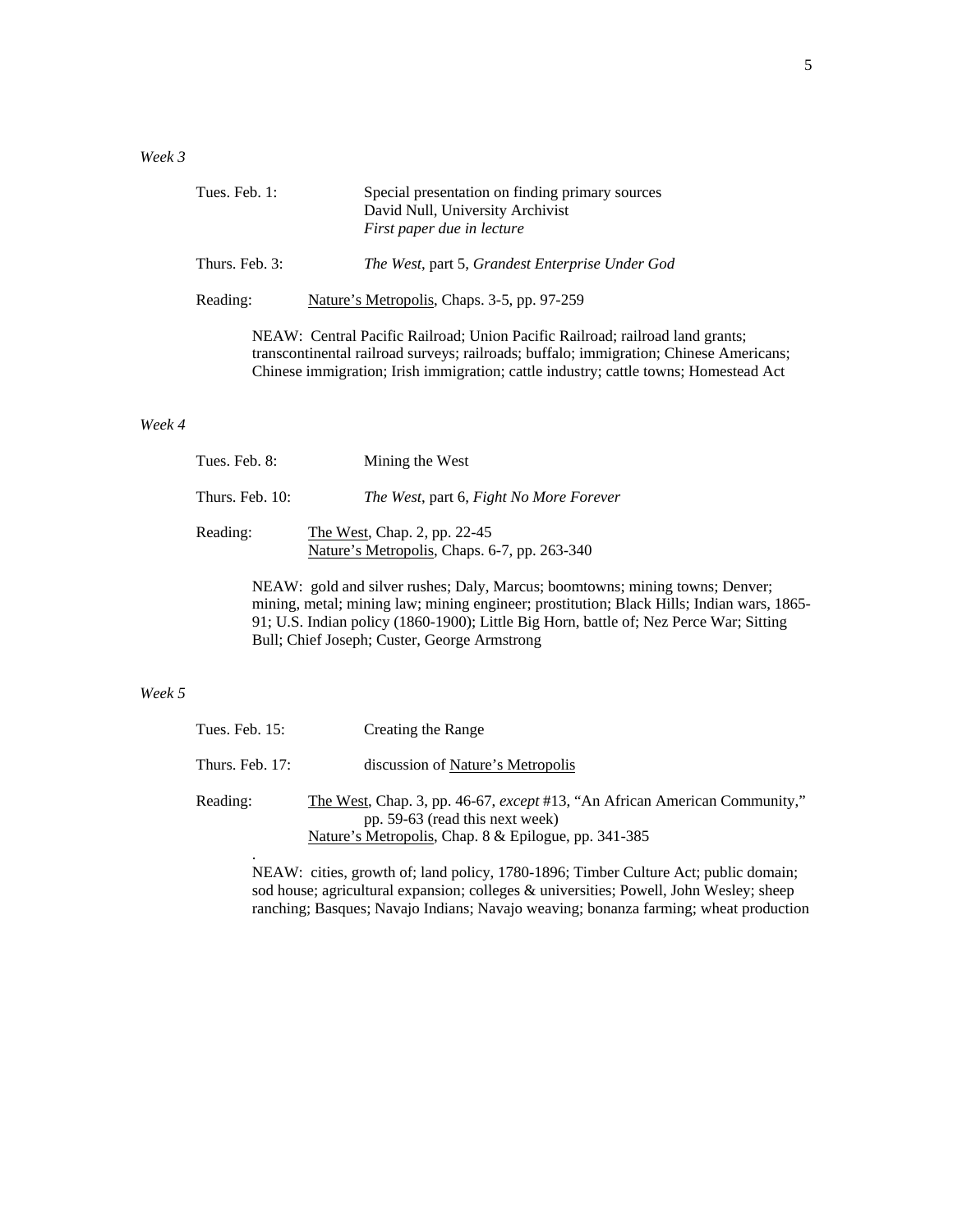*Week 3*

Tues. Feb. 1: Special presentation on finding primary sources
David Null, University Archivist
*First paper due in lecture*

Thurs. Feb. 3: *The West*, part 5, *Grandest Enterprise Under God*

Reading: Nature's Metropolis, Chaps. 3-5, pp. 97-259

NEAW: Central Pacific Railroad; Union Pacific Railroad; railroad land grants; transcontinental railroad surveys; railroads; buffalo; immigration; Chinese Americans; Chinese immigration; Irish immigration; cattle industry; cattle towns; Homestead Act

*Week 4*

Tues. Feb. 8: Mining the West

Thurs. Feb. 10: *The West*, part 6, *Fight No More Forever*

Reading: The West, Chap. 2, pp. 22-45
Nature's Metropolis, Chaps. 6-7, pp. 263-340

NEAW: gold and silver rushes; Daly, Marcus; boomtowns; mining towns; Denver; mining, metal; mining law; mining engineer; prostitution; Black Hills; Indian wars, 1865-91; U.S. Indian policy (1860-1900); Little Big Horn, battle of; Nez Perce War; Sitting Bull; Chief Joseph; Custer, George Armstrong

*Week 5*

Tues. Feb. 15: Creating the Range

Thurs. Feb. 17: discussion of Nature's Metropolis

Reading: The West, Chap. 3, pp. 46-67, *except* #13, "An African American Community," pp. 59-63 (read this next week)
Nature's Metropolis, Chap. 8 & Epilogue, pp. 341-385

NEAW: cities, growth of; land policy, 1780-1896; Timber Culture Act; public domain; sod house; agricultural expansion; colleges & universities; Powell, John Wesley; sheep ranching; Basques; Navajo Indians; Navajo weaving; bonanza farming; wheat production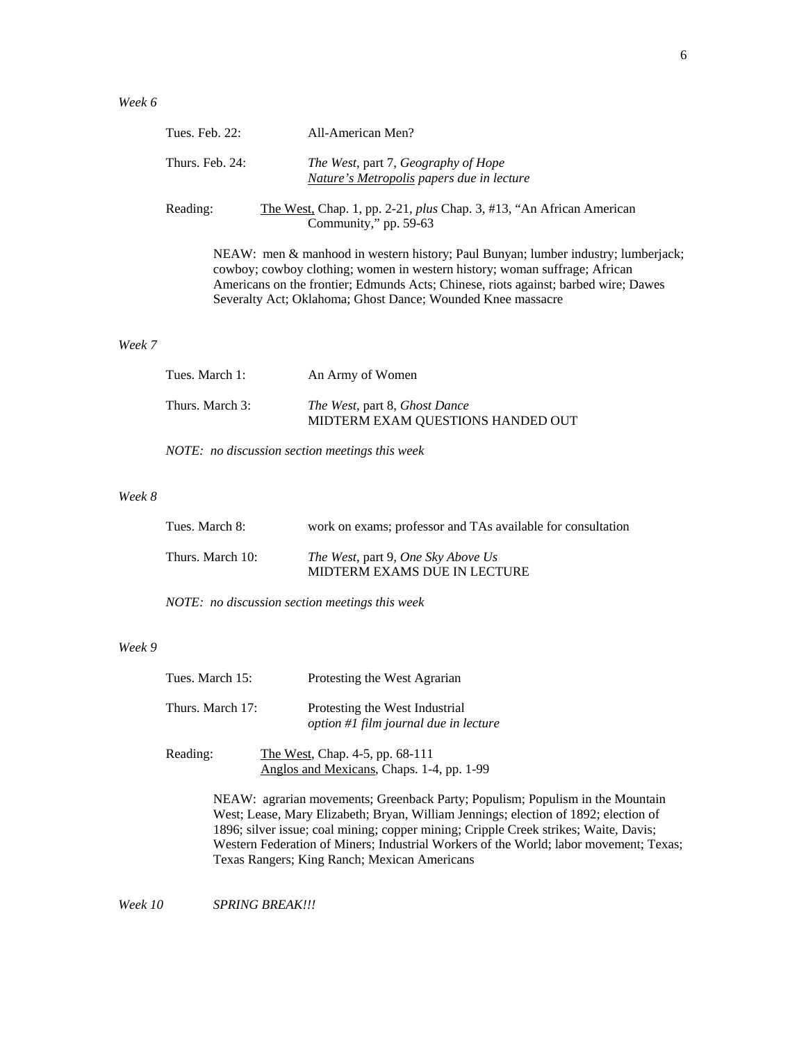*Week 6*

Tues. Feb. 22: All-American Men?

Thurs. Feb. 24: *The West*, part 7, *Geography of Hope*
*Nature's Metropolis papers due in lecture*

Reading: The West, Chap. 1, pp. 2-21, *plus* Chap. 3, #13, "An African American Community," pp. 59-63

NEAW: men & manhood in western history; Paul Bunyan; lumber industry; lumberjack; cowboy; cowboy clothing; women in western history; woman suffrage; African Americans on the frontier; Edmunds Acts; Chinese, riots against; barbed wire; Dawes Severalty Act; Oklahoma; Ghost Dance; Wounded Knee massacre

*Week 7*

Tues. March 1: An Army of Women

Thurs. March 3: *The West*, part 8, *Ghost Dance*
MIDTERM EXAM QUESTIONS HANDED OUT

*NOTE: no discussion section meetings this week*

*Week 8*

Tues. March 8: work on exams; professor and TAs available for consultation

Thurs. March 10: *The West*, part 9, *One Sky Above Us*
MIDTERM EXAMS DUE IN LECTURE

*NOTE: no discussion section meetings this week*

*Week 9*

Tues. March 15: Protesting the West Agrarian

Thurs. March 17: Protesting the West Industrial
*option #1 film journal due in lecture*

Reading: The West, Chap. 4-5, pp. 68-111
Anglos and Mexicans, Chaps. 1-4, pp. 1-99

NEAW: agrarian movements; Greenback Party; Populism; Populism in the Mountain West; Lease, Mary Elizabeth; Bryan, William Jennings; election of 1892; election of 1896; silver issue; coal mining; copper mining; Cripple Creek strikes; Waite, Davis; Western Federation of Miners; Industrial Workers of the World; labor movement; Texas; Texas Rangers; King Ranch; Mexican Americans

*Week 10* *SPRING BREAK!!!*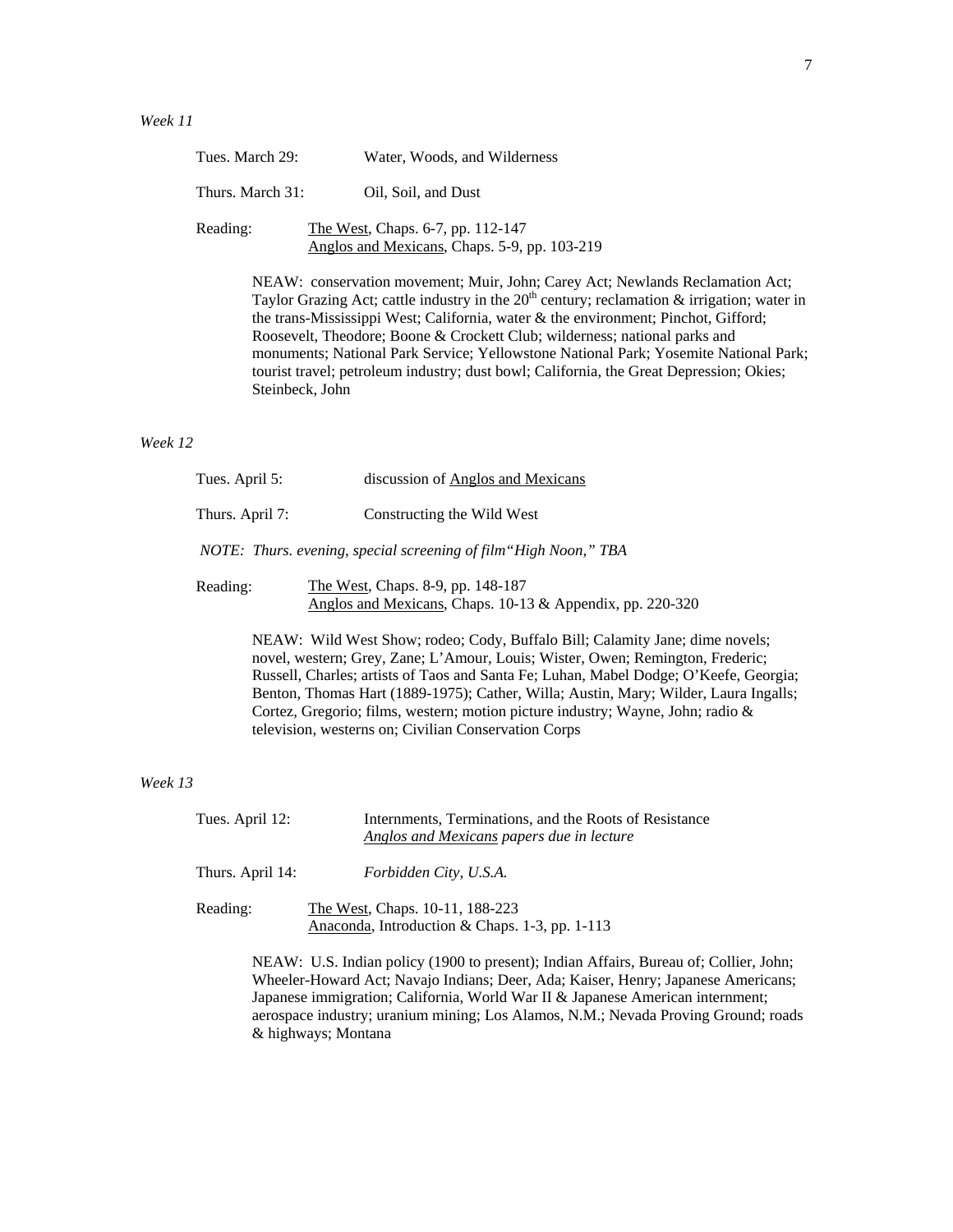*Week 11*

Tues. March 29: Water, Woods, and Wilderness

Thurs. March 31: Oil, Soil, and Dust

Reading: The West, Chaps. 6-7, pp. 112-147
Anglos and Mexicans, Chaps. 5-9, pp. 103-219

NEAW: conservation movement; Muir, John; Carey Act; Newlands Reclamation Act; Taylor Grazing Act; cattle industry in the 20th century; reclamation & irrigation; water in the trans-Mississippi West; California, water & the environment; Pinchot, Gifford; Roosevelt, Theodore; Boone & Crockett Club; wilderness; national parks and monuments; National Park Service; Yellowstone National Park; Yosemite National Park; tourist travel; petroleum industry; dust bowl; California, the Great Depression; Okies; Steinbeck, John

*Week 12*

Tues. April 5: discussion of Anglos and Mexicans

Thurs. April 7: Constructing the Wild West

*NOTE: Thurs. evening, special screening of film"High Noon," TBA*

Reading: The West, Chaps. 8-9, pp. 148-187
Anglos and Mexicans, Chaps. 10-13 & Appendix, pp. 220-320

NEAW: Wild West Show; rodeo; Cody, Buffalo Bill; Calamity Jane; dime novels; novel, western; Grey, Zane; L'Amour, Louis; Wister, Owen; Remington, Frederic; Russell, Charles; artists of Taos and Santa Fe; Luhan, Mabel Dodge; O'Keefe, Georgia; Benton, Thomas Hart (1889-1975); Cather, Willa; Austin, Mary; Wilder, Laura Ingalls; Cortez, Gregorio; films, western; motion picture industry; Wayne, John; radio & television, westerns on; Civilian Conservation Corps

*Week 13*

Tues. April 12: Internments, Terminations, and the Roots of Resistance
*Anglos and Mexicans papers due in lecture*

Thurs. April 14: *Forbidden City, U.S.A.*

Reading: The West, Chaps. 10-11, 188-223
Anaconda, Introduction & Chaps. 1-3, pp. 1-113

NEAW: U.S. Indian policy (1900 to present); Indian Affairs, Bureau of; Collier, John; Wheeler-Howard Act; Navajo Indians; Deer, Ada; Kaiser, Henry; Japanese Americans; Japanese immigration; California, World War II & Japanese American internment; aerospace industry; uranium mining; Los Alamos, N.M.; Nevada Proving Ground; roads & highways; Montana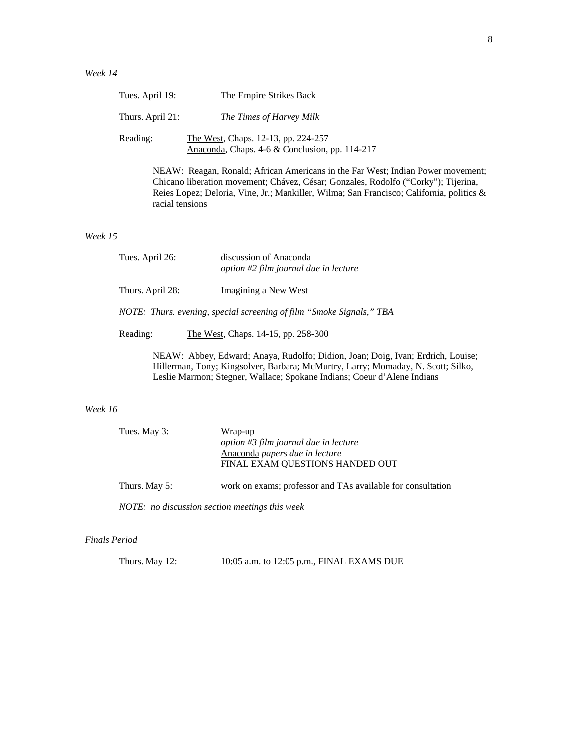*Week 14*

Tues. April 19: The Empire Strikes Back

Thurs. April 21: *The Times of Harvey Milk*

Reading: The West, Chaps. 12-13, pp. 224-257
Anaconda, Chaps. 4-6 & Conclusion, pp. 114-217

NEAW: Reagan, Ronald; African Americans in the Far West; Indian Power movement; Chicano liberation movement; Chávez, César; Gonzales, Rodolfo ("Corky"); Tijerina, Reies Lopez; Deloria, Vine, Jr.; Mankiller, Wilma; San Francisco; California, politics & racial tensions

*Week 15*

Tues. April 26: discussion of Anaconda
*option #2 film journal due in lecture*

Thurs. April 28: Imagining a New West

*NOTE: Thurs. evening, special screening of film "Smoke Signals," TBA*

Reading: The West, Chaps. 14-15, pp. 258-300

NEAW: Abbey, Edward; Anaya, Rudolfo; Didion, Joan; Doig, Ivan; Erdrich, Louise; Hillerman, Tony; Kingsolver, Barbara; McMurtry, Larry; Momaday, N. Scott; Silko, Leslie Marmon; Stegner, Wallace; Spokane Indians; Coeur d'Alene Indians

*Week 16*

Tues. May 3: Wrap-up
*option #3 film journal due in lecture*
Anaconda *papers due in lecture*
FINAL EXAM QUESTIONS HANDED OUT

Thurs. May 5: work on exams; professor and TAs available for consultation

*NOTE: no discussion section meetings this week*

*Finals Period*

Thurs. May 12: 10:05 a.m. to 12:05 p.m., FINAL EXAMS DUE